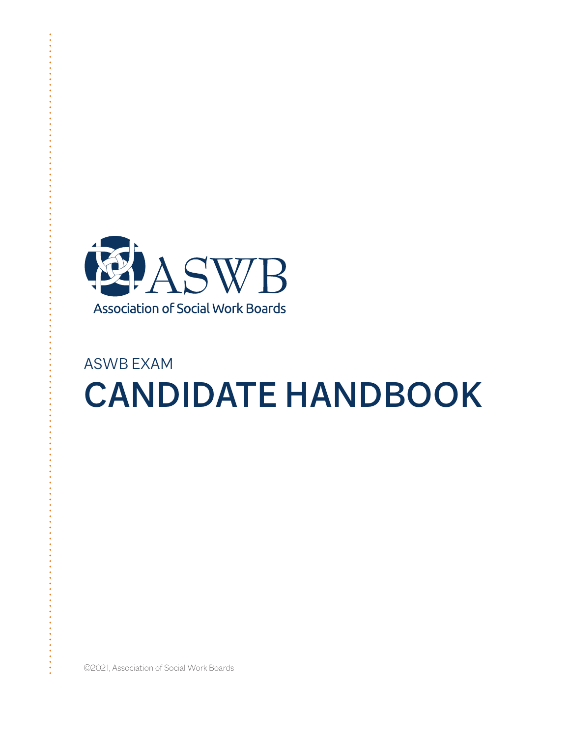ASWB

Association of Social Work Boards

ASWB EXAM

# CANDIDATE HANDBOOK

©2021, Association of Social Work Boards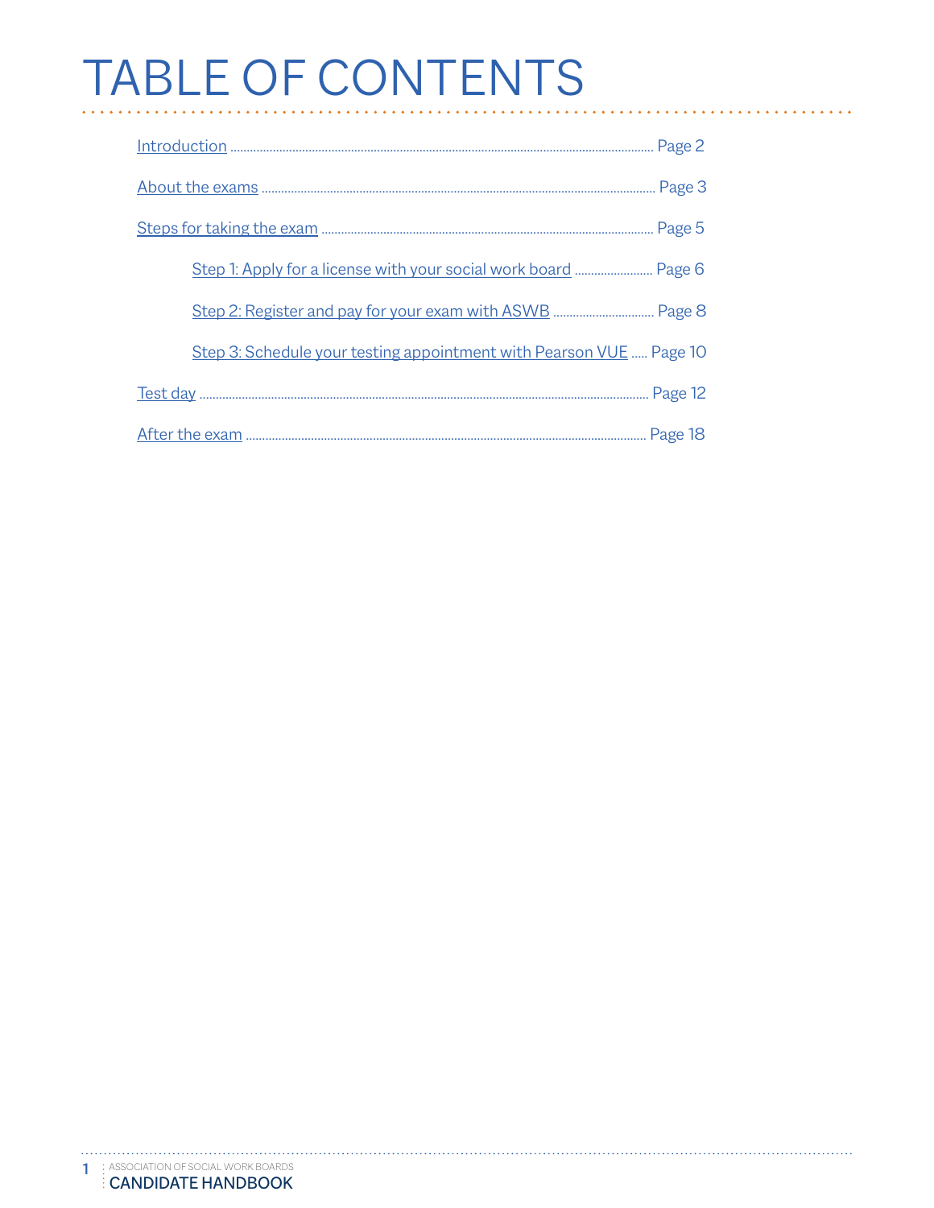# TABLE OF CONTENTS

Introduction ........ Page 2

About the exams ........ Page 3

Steps for taking the exam ........ Page 5

- Step 1: Apply for a license with your social work board ........ Page 6
- Step 2: Register and pay for your exam with ASWB ........ Page 8
- Step 3: Schedule your testing appointment with Pearson VUE ........ Page 10

Test day ........ Page 12

After the exam ........ Page 18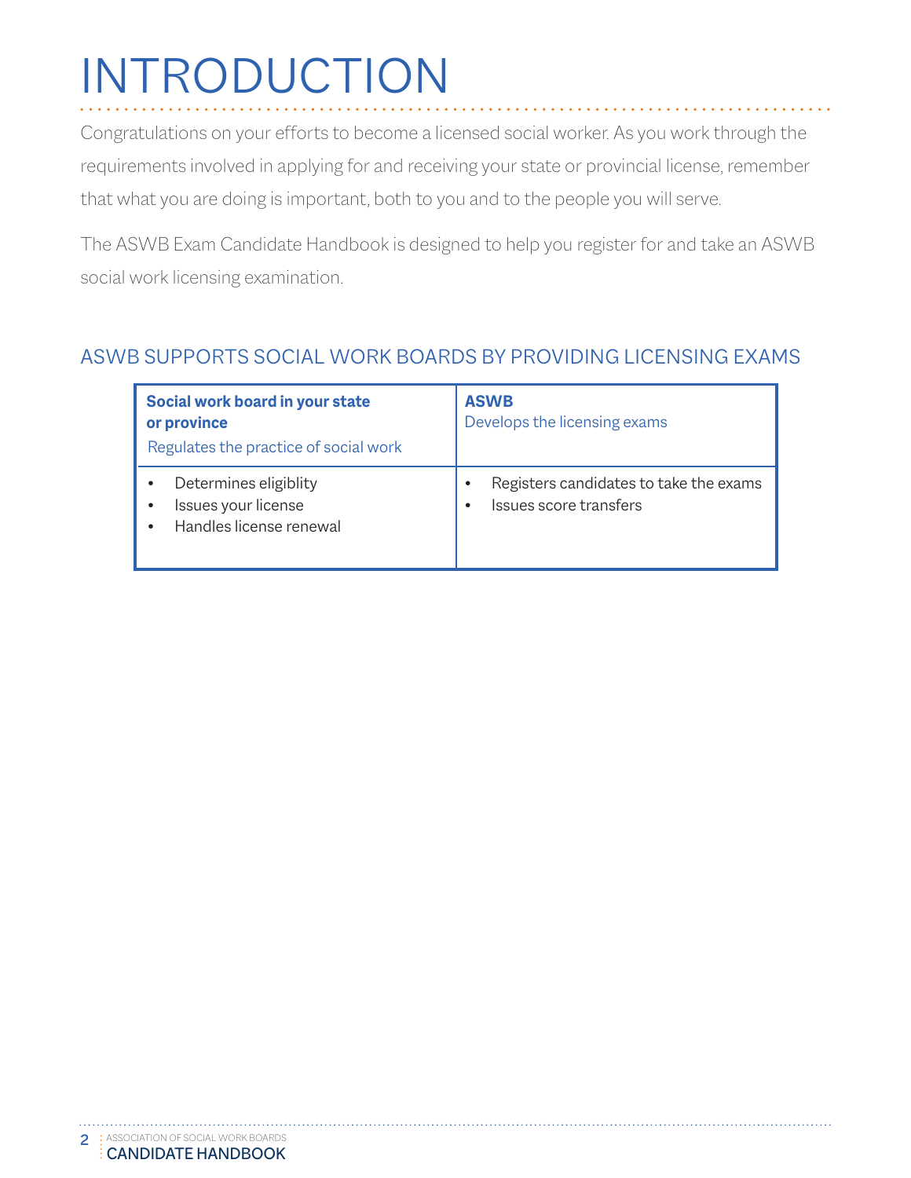# INTRODUCTION

Congratulations on your efforts to become a licensed social worker. As you work through the requirements involved in applying for and receiving your state or provincial license, remember that what you are doing is important, both to you and to the people you will serve.

The ASWB Exam Candidate Handbook is designed to help you register for and take an ASWB social work licensing examination.

## ASWB SUPPORTS SOCIAL WORK BOARDS BY PROVIDING LICENSING EXAMS

| **Social work board in your state or province**<br>Regulates the practice of social work | **ASWB**<br>Develops the licensing exams |
|---|---|
| • Determines eligiblity<br>• Issues your license<br>• Handles license renewal | • Registers candidates to take the exams<br>• Issues score transfers |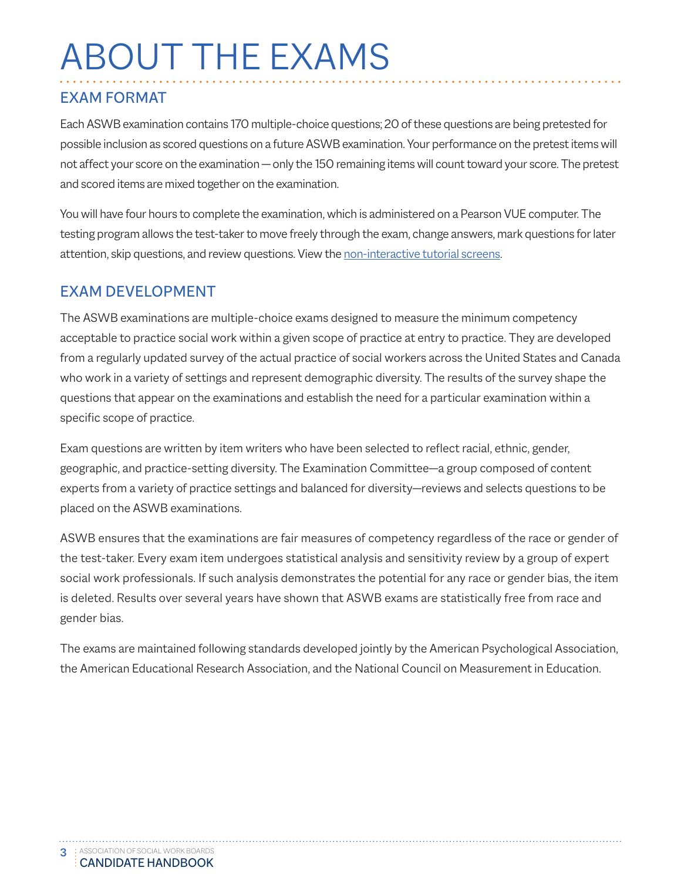# ABOUT THE EXAMS

## EXAM FORMAT

Each ASWB examination contains 170 multiple-choice questions; 20 of these questions are being pretested for possible inclusion as scored questions on a future ASWB examination. Your performance on the pretest items will not affect your score on the examination — only the 150 remaining items will count toward your score. The pretest and scored items are mixed together on the examination.

You will have four hours to complete the examination, which is administered on a Pearson VUE computer. The testing program allows the test-taker to move freely through the exam, change answers, mark questions for later attention, skip questions, and review questions. View the non-interactive tutorial screens.

## EXAM DEVELOPMENT

The ASWB examinations are multiple-choice exams designed to measure the minimum competency acceptable to practice social work within a given scope of practice at entry to practice. They are developed from a regularly updated survey of the actual practice of social workers across the United States and Canada who work in a variety of settings and represent demographic diversity. The results of the survey shape the questions that appear on the examinations and establish the need for a particular examination within a specific scope of practice.

Exam questions are written by item writers who have been selected to reflect racial, ethnic, gender, geographic, and practice-setting diversity. The Examination Committee—a group composed of content experts from a variety of practice settings and balanced for diversity—reviews and selects questions to be placed on the ASWB examinations.

ASWB ensures that the examinations are fair measures of competency regardless of the race or gender of the test-taker. Every exam item undergoes statistical analysis and sensitivity review by a group of expert social work professionals. If such analysis demonstrates the potential for any race or gender bias, the item is deleted. Results over several years have shown that ASWB exams are statistically free from race and gender bias.

The exams are maintained following standards developed jointly by the American Psychological Association, the American Educational Research Association, and the National Council on Measurement in Education.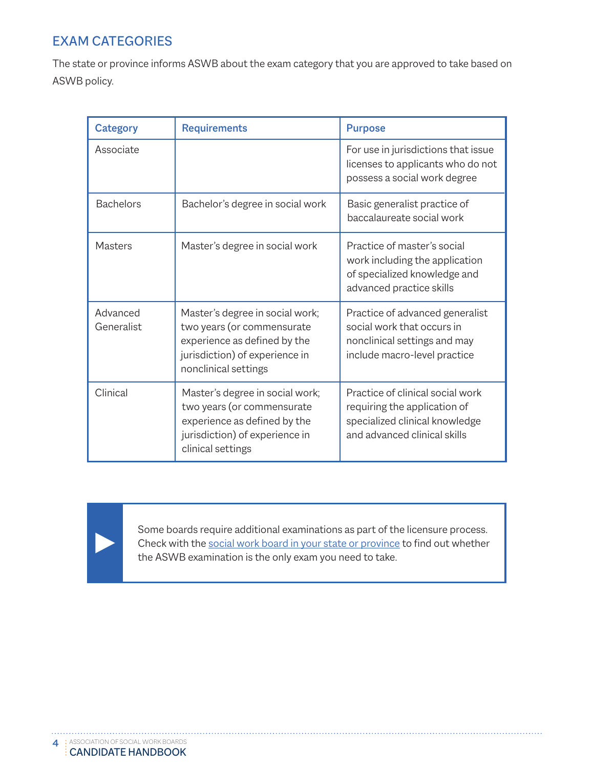## EXAM CATEGORIES

The state or province informs ASWB about the exam category that you are approved to take based on ASWB policy.

| Category | Requirements | Purpose |
|---|---|---|
| Associate | | For use in jurisdictions that issue licenses to applicants who do not possess a social work degree |
| Bachelors | Bachelor's degree in social work | Basic generalist practice of baccalaureate social work |
| Masters | Master's degree in social work | Practice of master's social work including the application of specialized knowledge and advanced practice skills |
| Advanced Generalist | Master's degree in social work; two years (or commensurate experience as defined by the jurisdiction) of experience in nonclinical settings | Practice of advanced generalist social work that occurs in nonclinical settings and may include macro-level practice |
| Clinical | Master's degree in social work; two years (or commensurate experience as defined by the jurisdiction) of experience in clinical settings | Practice of clinical social work requiring the application of specialized clinical knowledge and advanced clinical skills |

Some boards require additional examinations as part of the licensure process. Check with the social work board in your state or province to find out whether the ASWB examination is the only exam you need to take.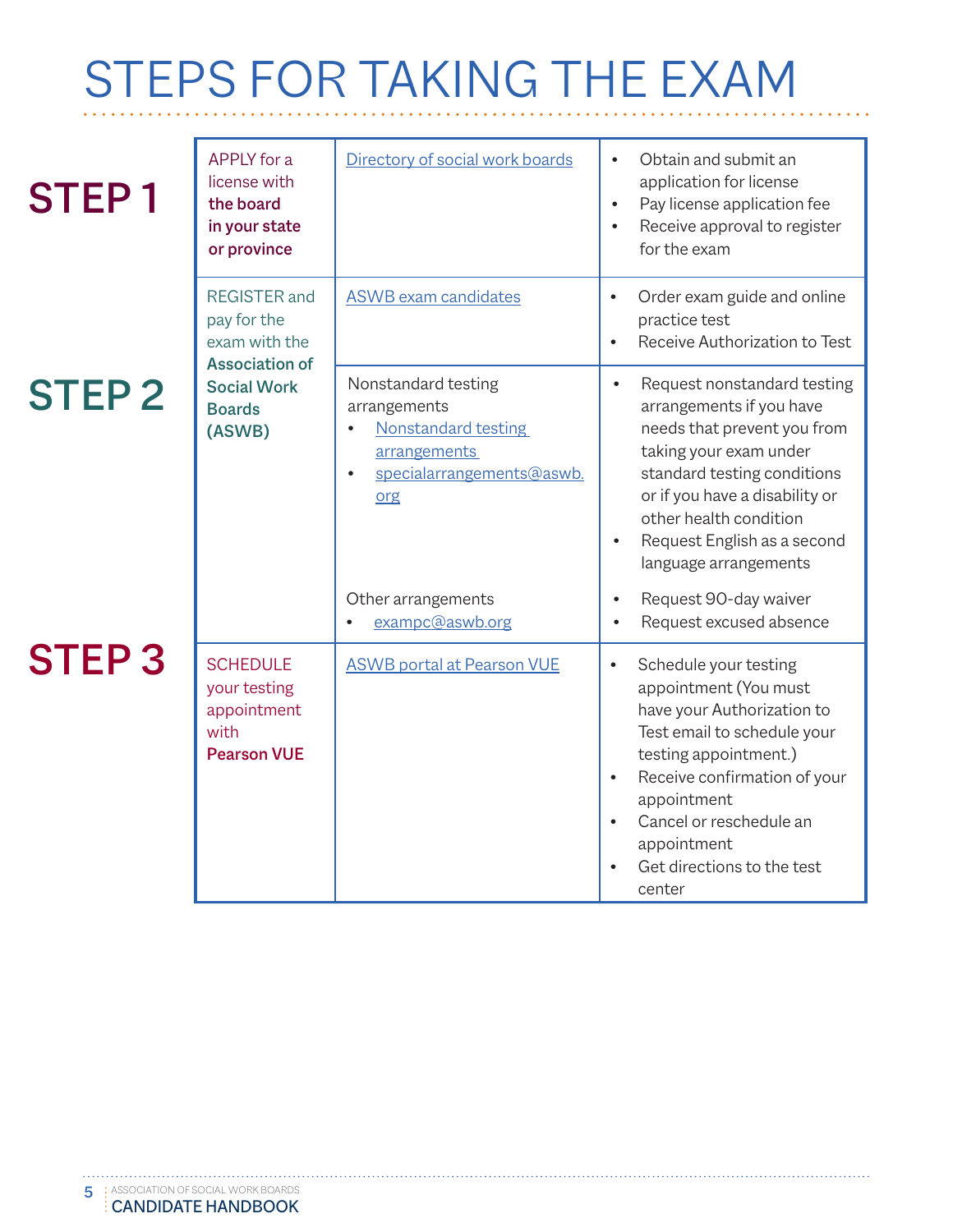# STEPS FOR TAKING THE EXAM

| Step | Action | Resource | Details |
| --- | --- | --- | --- |
| **STEP 1** | APPLY for a license with **the board in your state or province** | Directory of social work boards | • Obtain and submit an application for license<br>• Pay license application fee<br>• Receive approval to register for the exam |
| **STEP 2** | REGISTER and pay for the exam with the **Association of Social Work Boards (ASWB)** | ASWB exam candidates | • Order exam guide and online practice test<br>• Receive Authorization to Test |
| | | Nonstandard testing arrangements<br>• Nonstandard testing arrangements<br>• specialarrangements@aswb.org | • Request nonstandard testing arrangements if you have needs that prevent you from taking your exam under standard testing conditions or if you have a disability or other health condition<br>• Request English as a second language arrangements |
| | | Other arrangements<br>• exampc@aswb.org | • Request 90-day waiver<br>• Request excused absence |
| **STEP 3** | SCHEDULE your testing appointment with **Pearson VUE** | ASWB portal at Pearson VUE | • Schedule your testing appointment (You must have your Authorization to Test email to schedule your testing appointment.)<br>• Receive confirmation of your appointment<br>• Cancel or reschedule an appointment<br>• Get directions to the test center |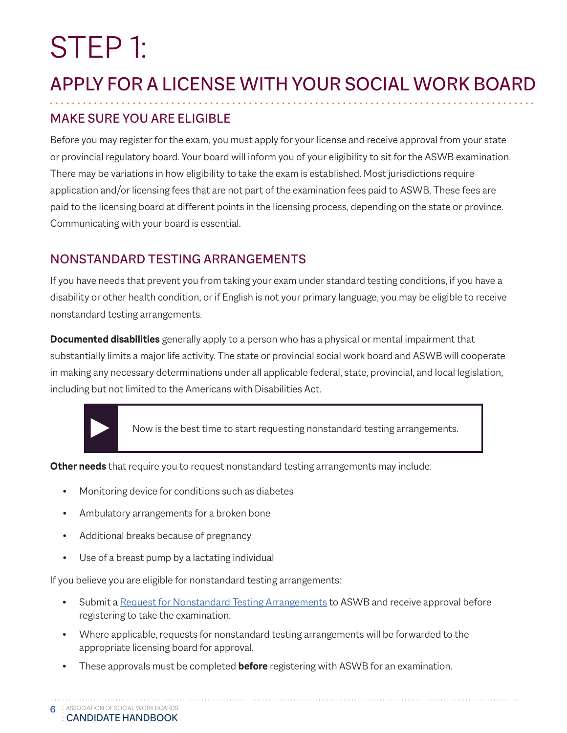# STEP 1:

## APPLY FOR A LICENSE WITH YOUR SOCIAL WORK BOARD

### MAKE SURE YOU ARE ELIGIBLE

Before you may register for the exam, you must apply for your license and receive approval from your state or provincial regulatory board. Your board will inform you of your eligibility to sit for the ASWB examination. There may be variations in how eligibility to take the exam is established. Most jurisdictions require application and/or licensing fees that are not part of the examination fees paid to ASWB. These fees are paid to the licensing board at different points in the licensing process, depending on the state or province. Communicating with your board is essential.

### NONSTANDARD TESTING ARRANGEMENTS

If you have needs that prevent you from taking your exam under standard testing conditions, if you have a disability or other health condition, or if English is not your primary language, you may be eligible to receive nonstandard testing arrangements.

**Documented disabilities** generally apply to a person who has a physical or mental impairment that substantially limits a major life activity. The state or provincial social work board and ASWB will cooperate in making any necessary determinations under all applicable federal, state, provincial, and local legislation, including but not limited to the Americans with Disabilities Act.

> Now is the best time to start requesting nonstandard testing arrangements.

**Other needs** that require you to request nonstandard testing arrangements may include:

- Monitoring device for conditions such as diabetes
- Ambulatory arrangements for a broken bone
- Additional breaks because of pregnancy
- Use of a breast pump by a lactating individual

If you believe you are eligible for nonstandard testing arrangements:

- Submit a Request for Nonstandard Testing Arrangements to ASWB and receive approval before registering to take the examination.
- Where applicable, requests for nonstandard testing arrangements will be forwarded to the appropriate licensing board for approval.
- These approvals must be completed **before** registering with ASWB for an examination.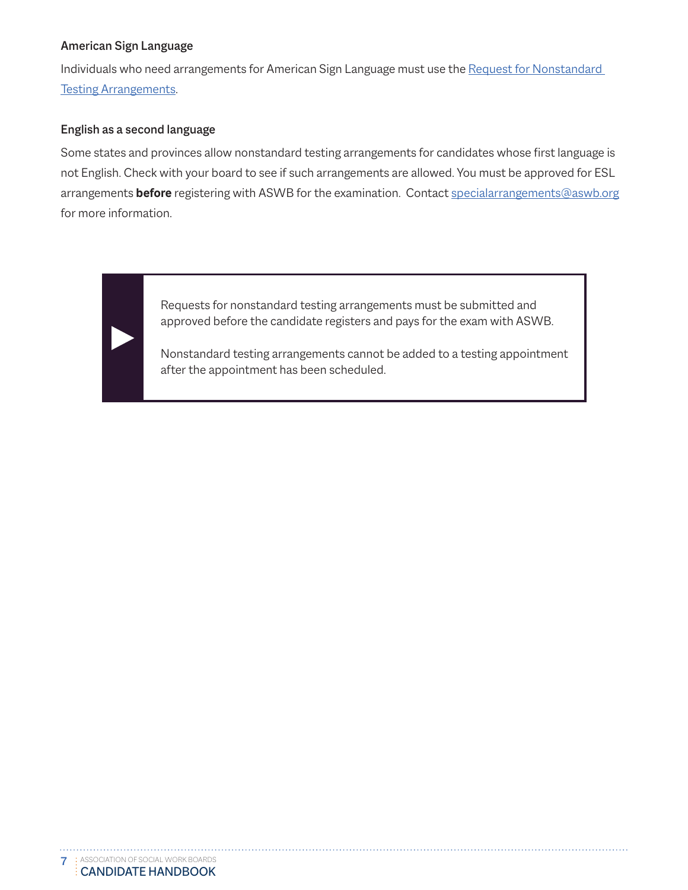### American Sign Language

Individuals who need arrangements for American Sign Language must use the [Request for Nonstandard Testing Arrangements](#).

### English as a second language

Some states and provinces allow nonstandard testing arrangements for candidates whose first language is not English. Check with your board to see if such arrangements are allowed. You must be approved for ESL arrangements **before** registering with ASWB for the examination. Contact [specialarrangements@aswb.org](mailto:specialarrangements@aswb.org) for more information.

> Requests for nonstandard testing arrangements must be submitted and approved before the candidate registers and pays for the exam with ASWB.
>
> Nonstandard testing arrangements cannot be added to a testing appointment after the appointment has been scheduled.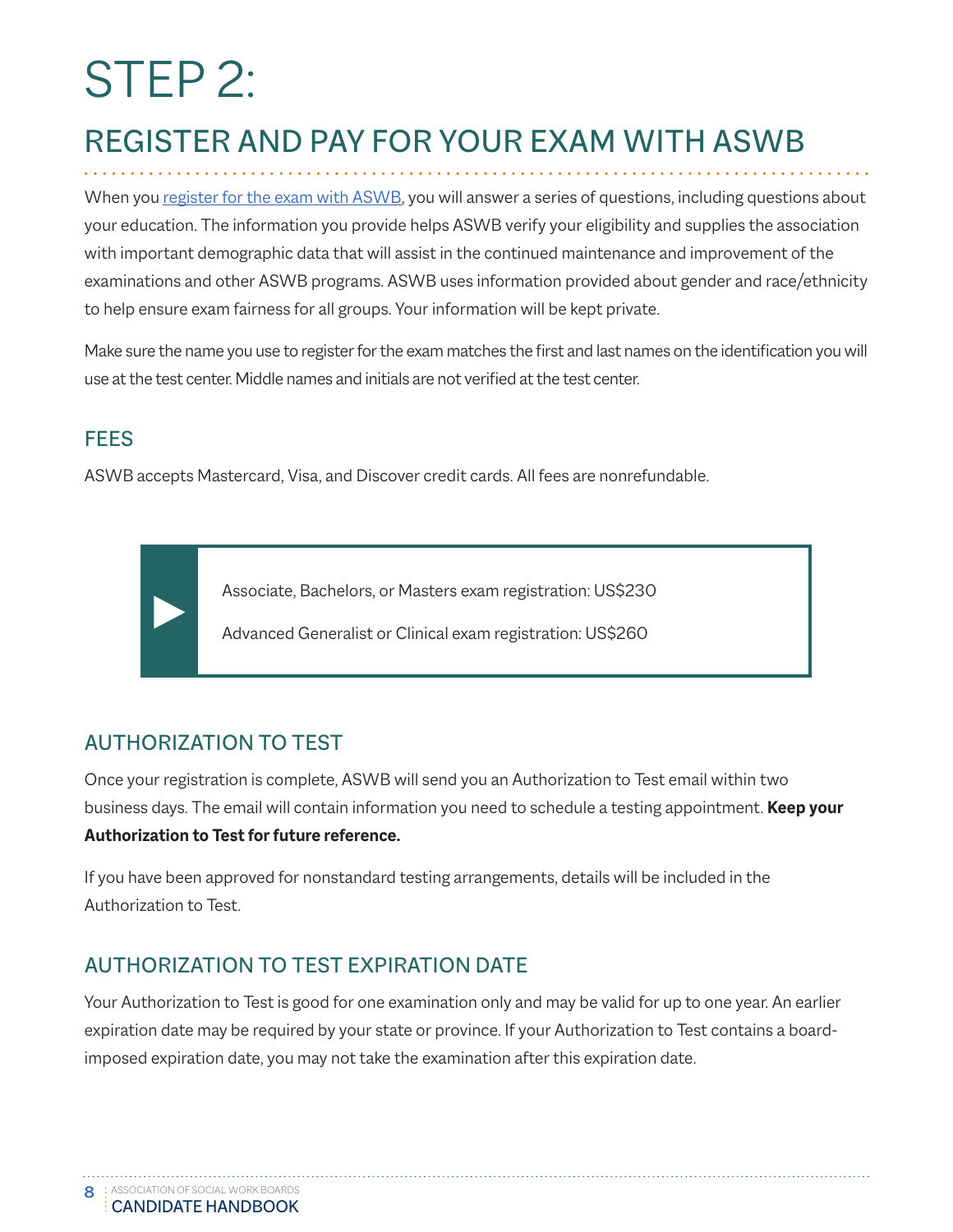# STEP 2:

## REGISTER AND PAY FOR YOUR EXAM WITH ASWB

When you [register for the exam with ASWB](), you will answer a series of questions, including questions about your education. The information you provide helps ASWB verify your eligibility and supplies the association with important demographic data that will assist in the continued maintenance and improvement of the examinations and other ASWB programs. ASWB uses information provided about gender and race/ethnicity to help ensure exam fairness for all groups. Your information will be kept private.

Make sure the name you use to register for the exam matches the first and last names on the identification you will use at the test center. Middle names and initials are not verified at the test center.

### FEES

ASWB accepts Mastercard, Visa, and Discover credit cards. All fees are nonrefundable.

> Associate, Bachelors, or Masters exam registration: US$230
>
> Advanced Generalist or Clinical exam registration: US$260

### AUTHORIZATION TO TEST

Once your registration is complete, ASWB will send you an Authorization to Test email within two business days. The email will contain information you need to schedule a testing appointment. **Keep your Authorization to Test for future reference.**

If you have been approved for nonstandard testing arrangements, details will be included in the Authorization to Test.

### AUTHORIZATION TO TEST EXPIRATION DATE

Your Authorization to Test is good for one examination only and may be valid for up to one year. An earlier expiration date may be required by your state or province. If your Authorization to Test contains a board-imposed expiration date, you may not take the examination after this expiration date.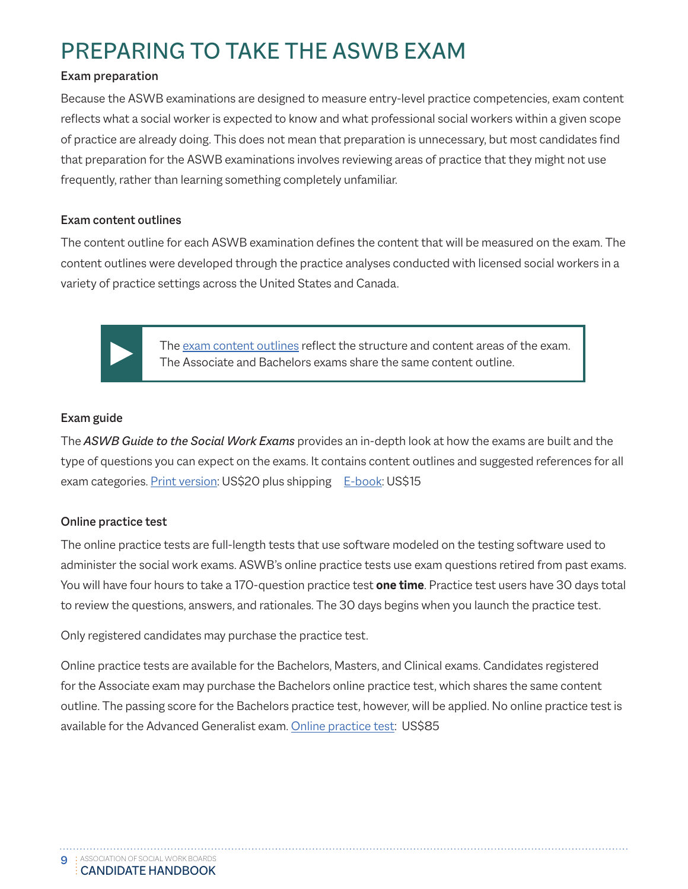# PREPARING TO TAKE THE ASWB EXAM

### Exam preparation

Because the ASWB examinations are designed to measure entry-level practice competencies, exam content reflects what a social worker is expected to know and what professional social workers within a given scope of practice are already doing. This does not mean that preparation is unnecessary, but most candidates find that preparation for the ASWB examinations involves reviewing areas of practice that they might not use frequently, rather than learning something completely unfamiliar.

### Exam content outlines

The content outline for each ASWB examination defines the content that will be measured on the exam. The content outlines were developed through the practice analyses conducted with licensed social workers in a variety of practice settings across the United States and Canada.

> The exam content outlines reflect the structure and content areas of the exam. The Associate and Bachelors exams share the same content outline.

### Exam guide

The *ASWB Guide to the Social Work Exams* provides an in-depth look at how the exams are built and the type of questions you can expect on the exams. It contains content outlines and suggested references for all exam categories. Print version: US$20 plus shipping  E-book: US$15

### Online practice test

The online practice tests are full-length tests that use software modeled on the testing software used to administer the social work exams. ASWB's online practice tests use exam questions retired from past exams. You will have four hours to take a 170-question practice test **one time**. Practice test users have 30 days total to review the questions, answers, and rationales. The 30 days begins when you launch the practice test.

Only registered candidates may purchase the practice test.

Online practice tests are available for the Bachelors, Masters, and Clinical exams. Candidates registered for the Associate exam may purchase the Bachelors online practice test, which shares the same content outline. The passing score for the Bachelors practice test, however, will be applied. No online practice test is available for the Advanced Generalist exam. Online practice test: US$85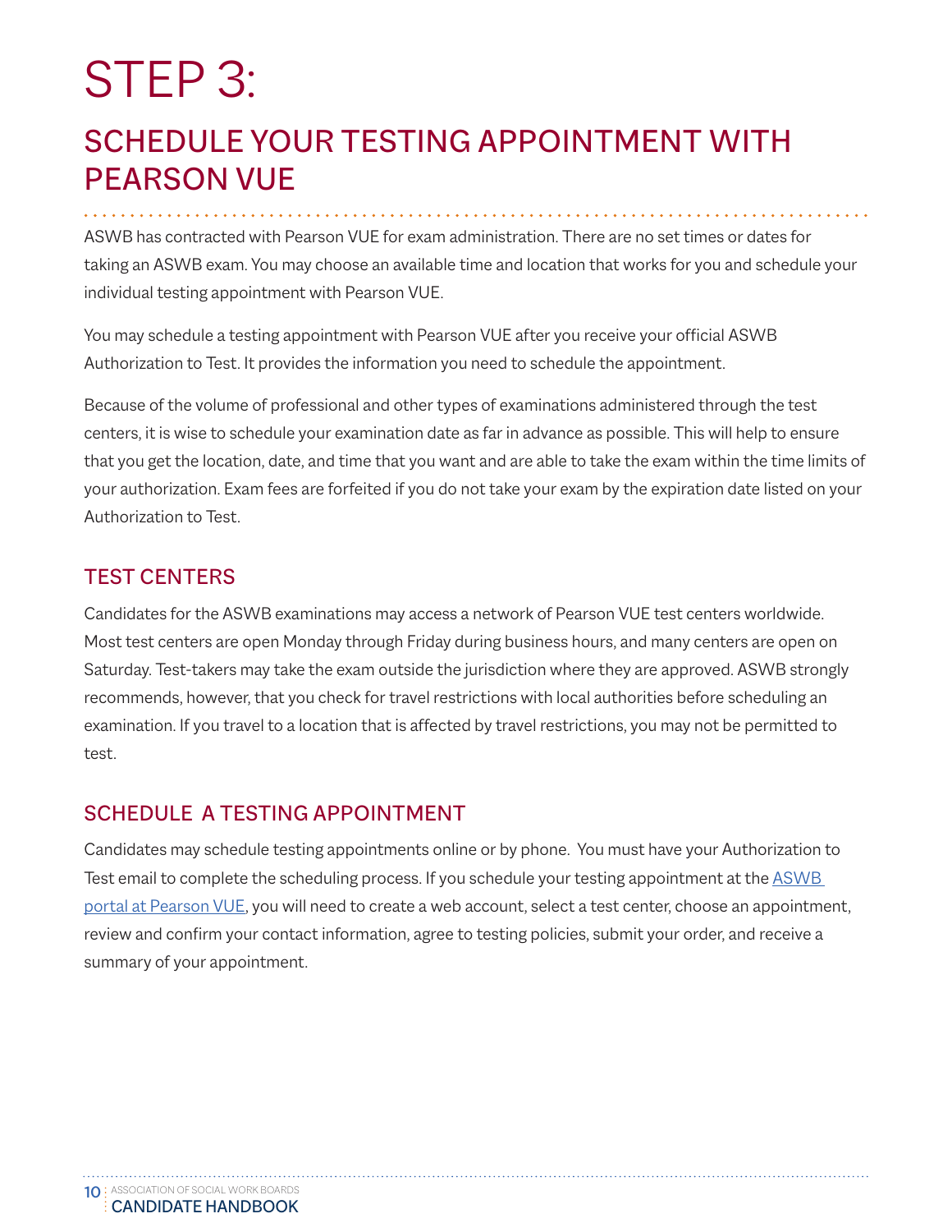# STEP 3:

## SCHEDULE YOUR TESTING APPOINTMENT WITH PEARSON VUE

ASWB has contracted with Pearson VUE for exam administration. There are no set times or dates for taking an ASWB exam. You may choose an available time and location that works for you and schedule your individual testing appointment with Pearson VUE.

You may schedule a testing appointment with Pearson VUE after you receive your official ASWB Authorization to Test. It provides the information you need to schedule the appointment.

Because of the volume of professional and other types of examinations administered through the test centers, it is wise to schedule your examination date as far in advance as possible. This will help to ensure that you get the location, date, and time that you want and are able to take the exam within the time limits of your authorization. Exam fees are forfeited if you do not take your exam by the expiration date listed on your Authorization to Test.

### TEST CENTERS

Candidates for the ASWB examinations may access a network of Pearson VUE test centers worldwide. Most test centers are open Monday through Friday during business hours, and many centers are open on Saturday. Test-takers may take the exam outside the jurisdiction where they are approved. ASWB strongly recommends, however, that you check for travel restrictions with local authorities before scheduling an examination. If you travel to a location that is affected by travel restrictions, you may not be permitted to test.

### SCHEDULE A TESTING APPOINTMENT

Candidates may schedule testing appointments online or by phone. You must have your Authorization to Test email to complete the scheduling process. If you schedule your testing appointment at the ASWB portal at Pearson VUE, you will need to create a web account, select a test center, choose an appointment, review and confirm your contact information, agree to testing policies, submit your order, and receive a summary of your appointment.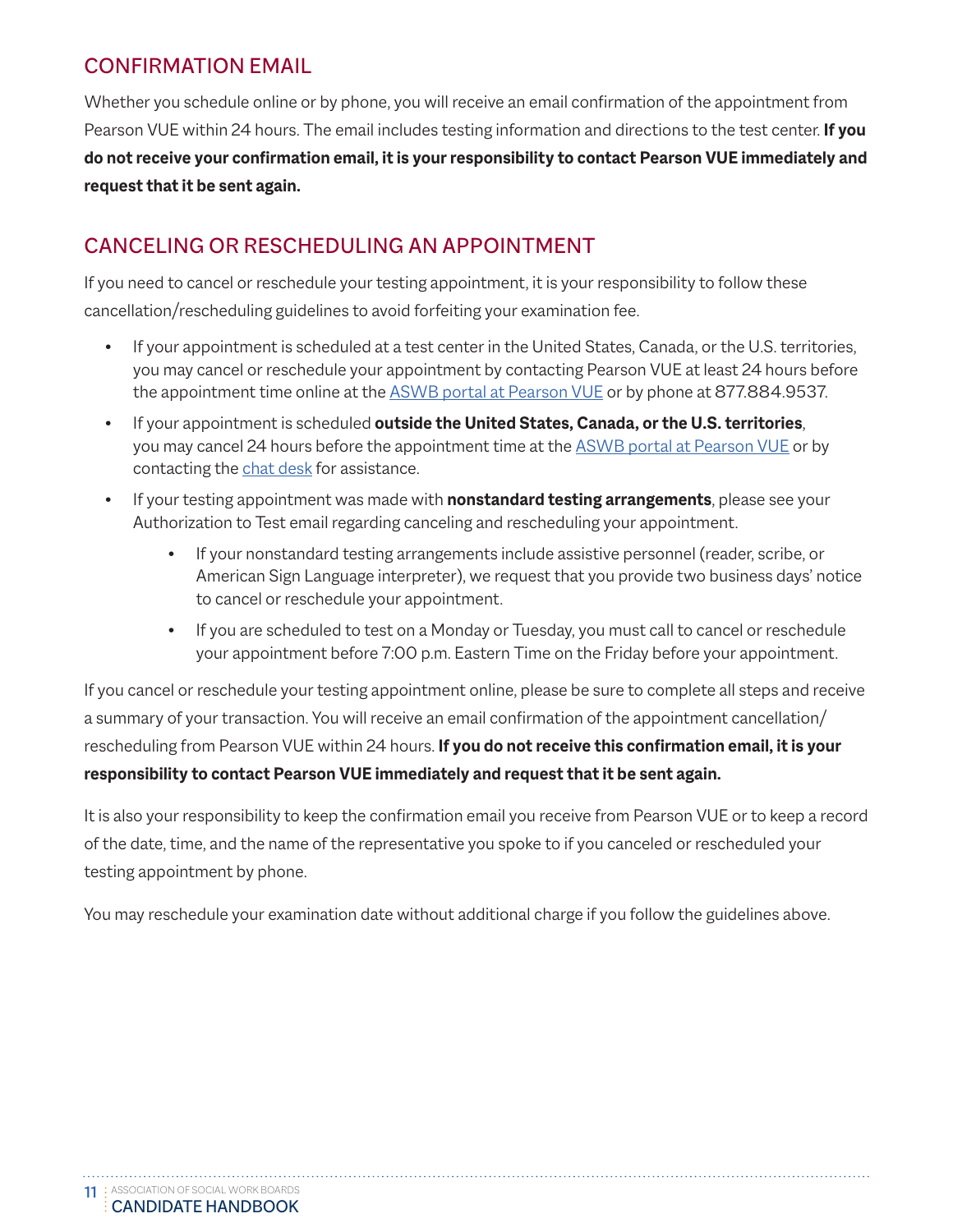## CONFIRMATION EMAIL

Whether you schedule online or by phone, you will receive an email confirmation of the appointment from Pearson VUE within 24 hours. The email includes testing information and directions to the test center. **If you do not receive your confirmation email, it is your responsibility to contact Pearson VUE immediately and request that it be sent again.**

## CANCELING OR RESCHEDULING AN APPOINTMENT

If you need to cancel or reschedule your testing appointment, it is your responsibility to follow these cancellation/rescheduling guidelines to avoid forfeiting your examination fee.

- If your appointment is scheduled at a test center in the United States, Canada, or the U.S. territories, you may cancel or reschedule your appointment by contacting Pearson VUE at least 24 hours before the appointment time online at the ASWB portal at Pearson VUE or by phone at 877.884.9537.
- If your appointment is scheduled **outside the United States, Canada, or the U.S. territories**, you may cancel 24 hours before the appointment time at the ASWB portal at Pearson VUE or by contacting the chat desk for assistance.
- If your testing appointment was made with **nonstandard testing arrangements**, please see your Authorization to Test email regarding canceling and rescheduling your appointment.
    - If your nonstandard testing arrangements include assistive personnel (reader, scribe, or American Sign Language interpreter), we request that you provide two business days' notice to cancel or reschedule your appointment.
    - If you are scheduled to test on a Monday or Tuesday, you must call to cancel or reschedule your appointment before 7:00 p.m. Eastern Time on the Friday before your appointment.

If you cancel or reschedule your testing appointment online, please be sure to complete all steps and receive a summary of your transaction. You will receive an email confirmation of the appointment cancellation/rescheduling from Pearson VUE within 24 hours. **If you do not receive this confirmation email, it is your responsibility to contact Pearson VUE immediately and request that it be sent again.**

It is also your responsibility to keep the confirmation email you receive from Pearson VUE or to keep a record of the date, time, and the name of the representative you spoke to if you canceled or rescheduled your testing appointment by phone.

You may reschedule your examination date without additional charge if you follow the guidelines above.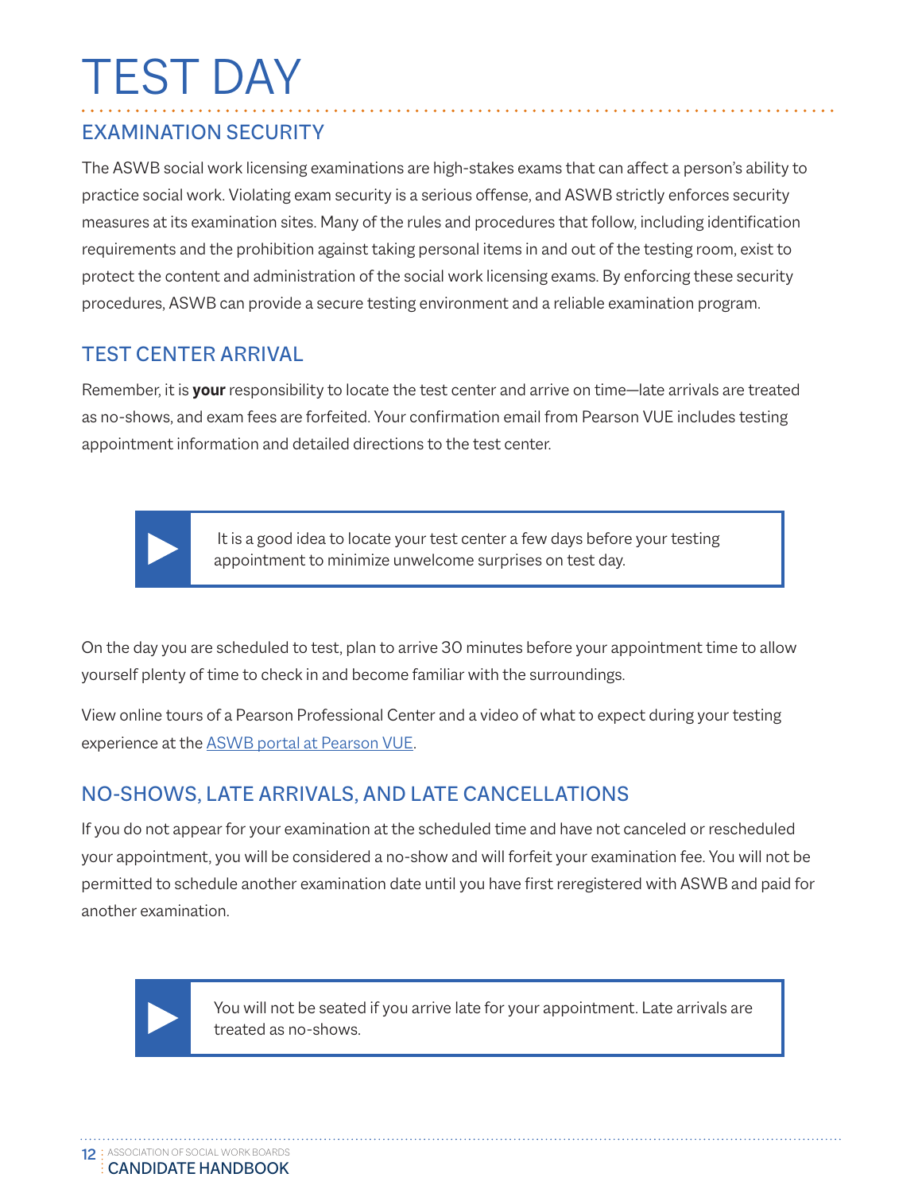# TEST DAY

## EXAMINATION SECURITY

The ASWB social work licensing examinations are high-stakes exams that can affect a person's ability to practice social work. Violating exam security is a serious offense, and ASWB strictly enforces security measures at its examination sites. Many of the rules and procedures that follow, including identification requirements and the prohibition against taking personal items in and out of the testing room, exist to protect the content and administration of the social work licensing exams. By enforcing these security procedures, ASWB can provide a secure testing environment and a reliable examination program.

## TEST CENTER ARRIVAL

Remember, it is **your** responsibility to locate the test center and arrive on time—late arrivals are treated as no-shows, and exam fees are forfeited. Your confirmation email from Pearson VUE includes testing appointment information and detailed directions to the test center.

> It is a good idea to locate your test center a few days before your testing appointment to minimize unwelcome surprises on test day.

On the day you are scheduled to test, plan to arrive 30 minutes before your appointment time to allow yourself plenty of time to check in and become familiar with the surroundings.

View online tours of a Pearson Professional Center and a video of what to expect during your testing experience at the ASWB portal at Pearson VUE.

## NO-SHOWS, LATE ARRIVALS, AND LATE CANCELLATIONS

If you do not appear for your examination at the scheduled time and have not canceled or rescheduled your appointment, you will be considered a no-show and will forfeit your examination fee. You will not be permitted to schedule another examination date until you have first reregistered with ASWB and paid for another examination.

> You will not be seated if you arrive late for your appointment. Late arrivals are treated as no-shows.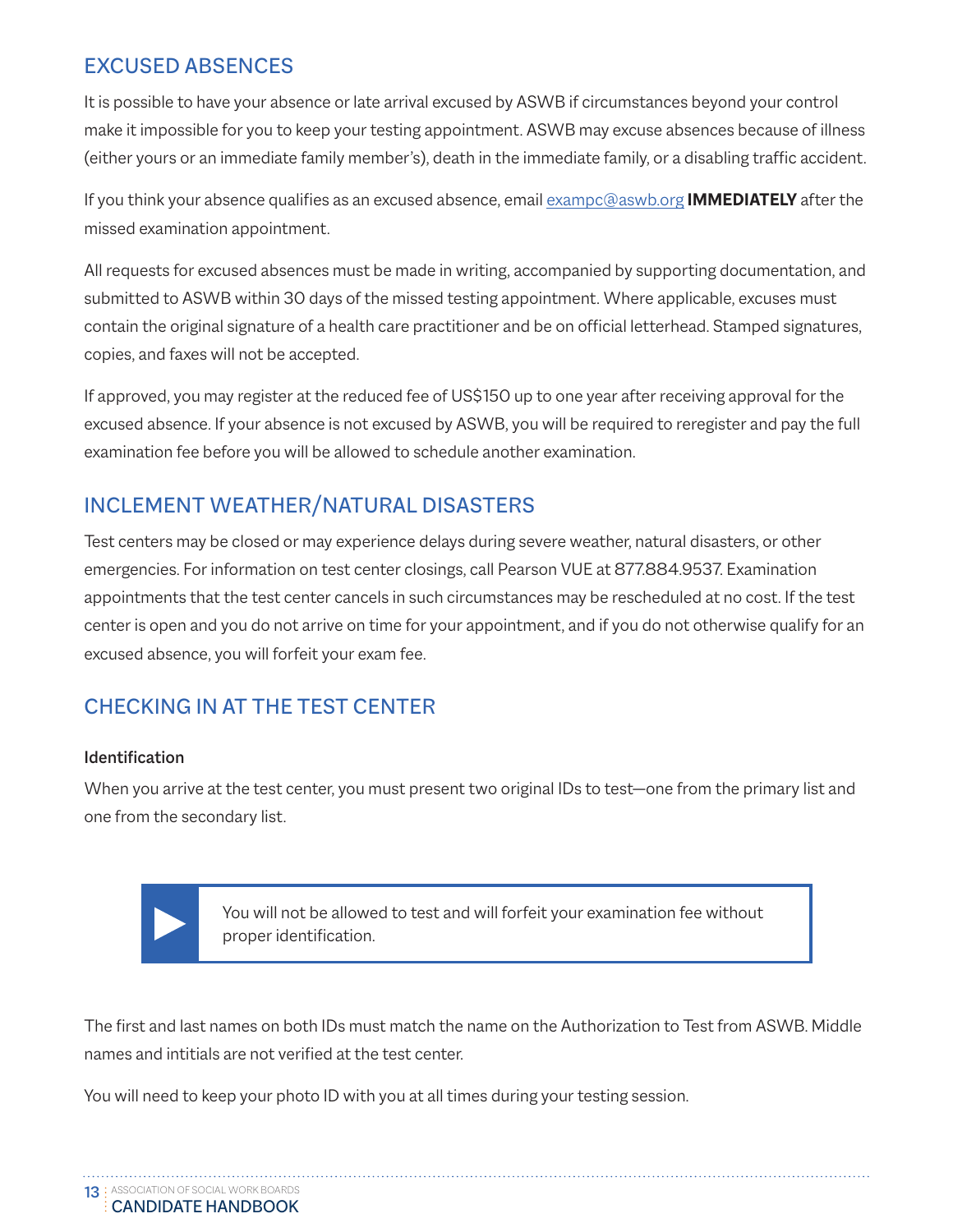## EXCUSED ABSENCES

It is possible to have your absence or late arrival excused by ASWB if circumstances beyond your control make it impossible for you to keep your testing appointment. ASWB may excuse absences because of illness (either yours or an immediate family member's), death in the immediate family, or a disabling traffic accident.

If you think your absence qualifies as an excused absence, email [exampc@aswb.org](mailto:exampc@aswb.org) **IMMEDIATELY** after the missed examination appointment.

All requests for excused absences must be made in writing, accompanied by supporting documentation, and submitted to ASWB within 30 days of the missed testing appointment. Where applicable, excuses must contain the original signature of a health care practitioner and be on official letterhead. Stamped signatures, copies, and faxes will not be accepted.

If approved, you may register at the reduced fee of US$150 up to one year after receiving approval for the excused absence. If your absence is not excused by ASWB, you will be required to reregister and pay the full examination fee before you will be allowed to schedule another examination.

## INCLEMENT WEATHER/NATURAL DISASTERS

Test centers may be closed or may experience delays during severe weather, natural disasters, or other emergencies. For information on test center closings, call Pearson VUE at 877.884.9537. Examination appointments that the test center cancels in such circumstances may be rescheduled at no cost. If the test center is open and you do not arrive on time for your appointment, and if you do not otherwise qualify for an excused absence, you will forfeit your exam fee.

## CHECKING IN AT THE TEST CENTER

### Identification

When you arrive at the test center, you must present two original IDs to test—one from the primary list and one from the secondary list.

> You will not be allowed to test and will forfeit your examination fee without proper identification.

The first and last names on both IDs must match the name on the Authorization to Test from ASWB. Middle names and intitials are not verified at the test center.

You will need to keep your photo ID with you at all times during your testing session.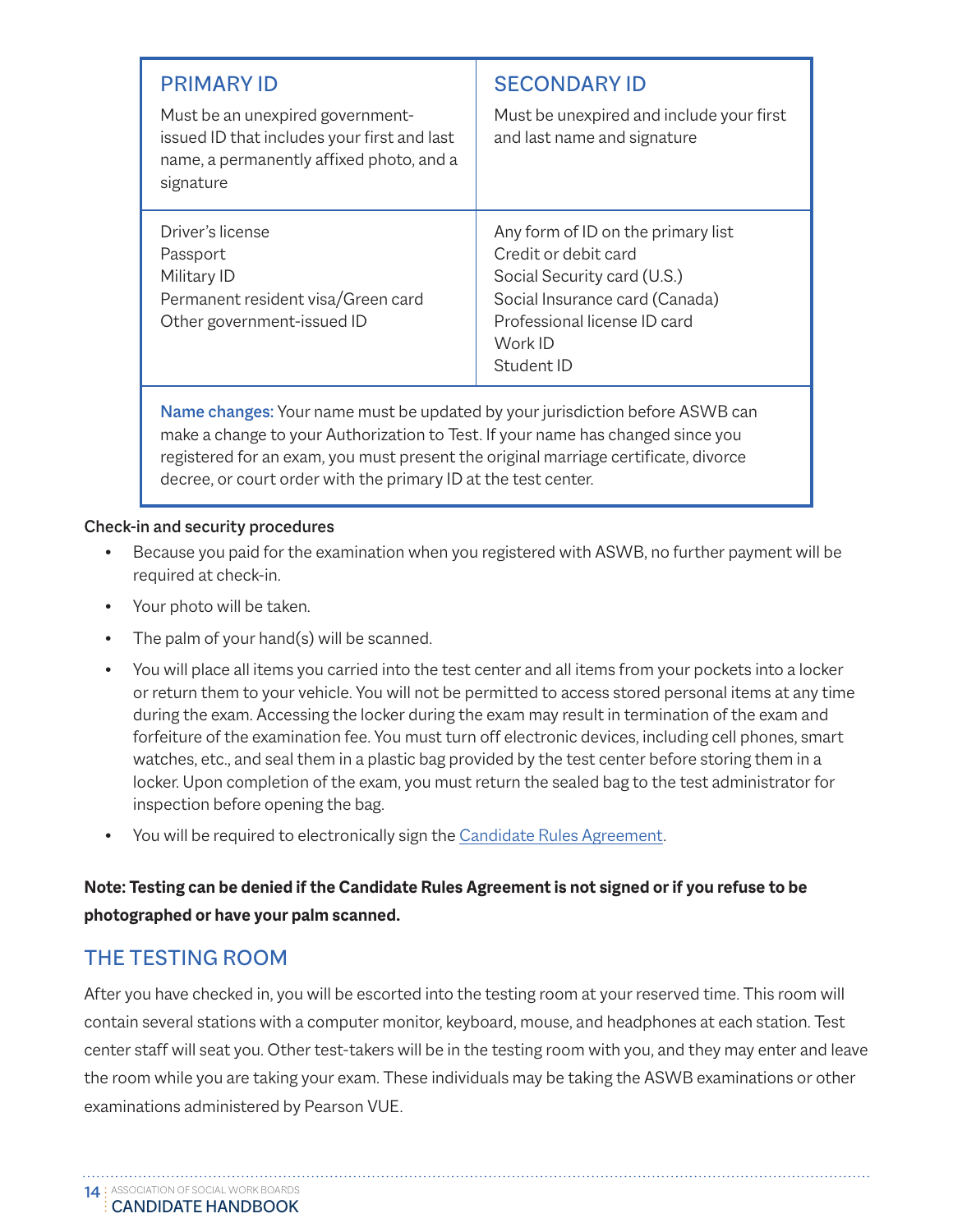| PRIMARY ID | SECONDARY ID |
|---|---|
| Must be an unexpired government-issued ID that includes your first and last name, a permanently affixed photo, and a signature | Must be unexpired and include your first and last name and signature |
| Driver's license<br>Passport<br>Military ID<br>Permanent resident visa/Green card<br>Other government-issued ID | Any form of ID on the primary list<br>Credit or debit card<br>Social Security card (U.S.)<br>Social Insurance card (Canada)<br>Professional license ID card<br>Work ID<br>Student ID |

**Name changes:** Your name must be updated by your jurisdiction before ASWB can make a change to your Authorization to Test. If your name has changed since you registered for an exam, you must present the original marriage certificate, divorce decree, or court order with the primary ID at the test center.

**Check-in and security procedures**

- Because you paid for the examination when you registered with ASWB, no further payment will be required at check-in.
- Your photo will be taken.
- The palm of your hand(s) will be scanned.
- You will place all items you carried into the test center and all items from your pockets into a locker or return them to your vehicle. You will not be permitted to access stored personal items at any time during the exam. Accessing the locker during the exam may result in termination of the exam and forfeiture of the examination fee. You must turn off electronic devices, including cell phones, smart watches, etc., and seal them in a plastic bag provided by the test center before storing them in a locker. Upon completion of the exam, you must return the sealed bag to the test administrator for inspection before opening the bag.
- You will be required to electronically sign the Candidate Rules Agreement.

**Note: Testing can be denied if the Candidate Rules Agreement is not signed or if you refuse to be photographed or have your palm scanned.**

## THE TESTING ROOM

After you have checked in, you will be escorted into the testing room at your reserved time. This room will contain several stations with a computer monitor, keyboard, mouse, and headphones at each station. Test center staff will seat you. Other test-takers will be in the testing room with you, and they may enter and leave the room while you are taking your exam. These individuals may be taking the ASWB examinations or other examinations administered by Pearson VUE.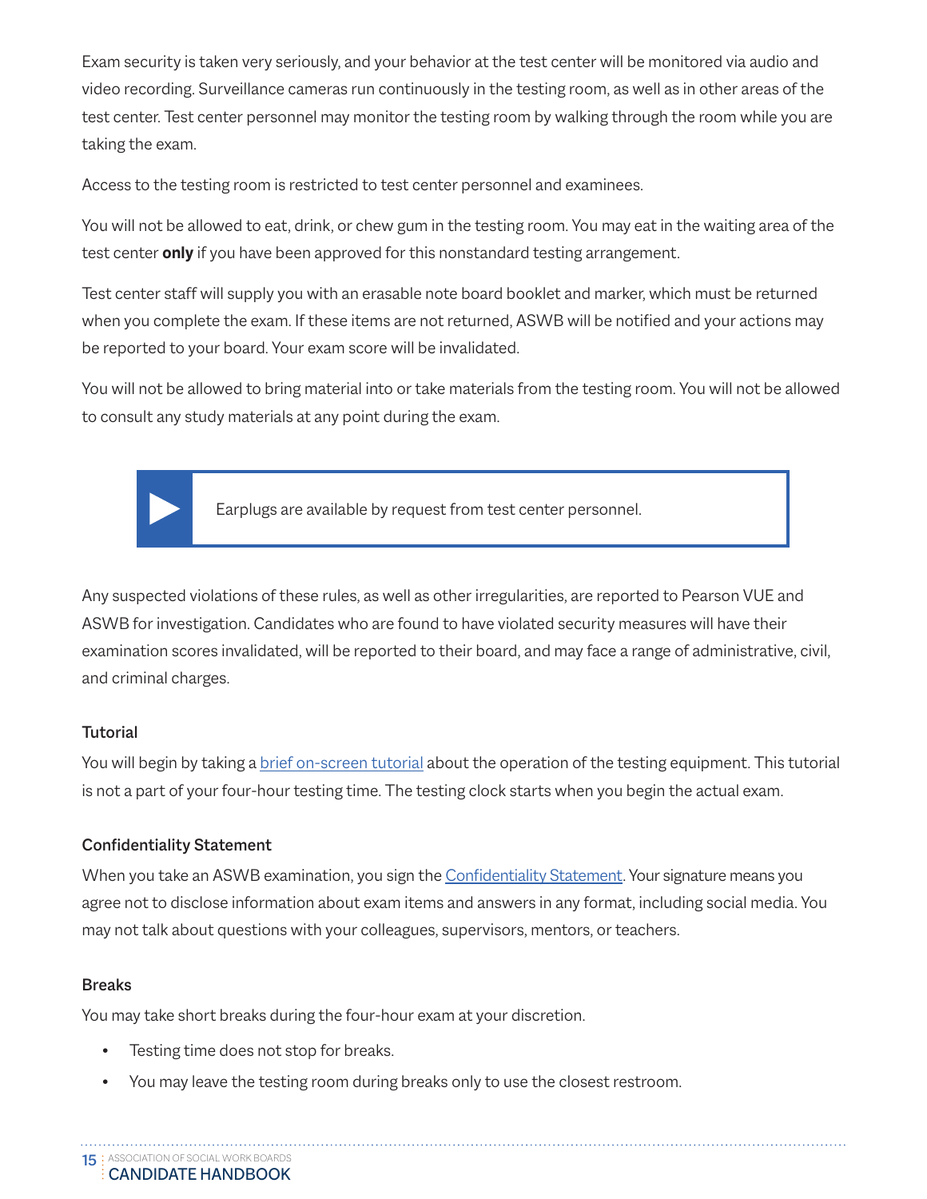Exam security is taken very seriously, and your behavior at the test center will be monitored via audio and video recording. Surveillance cameras run continuously in the testing room, as well as in other areas of the test center. Test center personnel may monitor the testing room by walking through the room while you are taking the exam.

Access to the testing room is restricted to test center personnel and examinees.

You will not be allowed to eat, drink, or chew gum in the testing room. You may eat in the waiting area of the test center **only** if you have been approved for this nonstandard testing arrangement.

Test center staff will supply you with an erasable note board booklet and marker, which must be returned when you complete the exam. If these items are not returned, ASWB will be notified and your actions may be reported to your board. Your exam score will be invalidated.

You will not be allowed to bring material into or take materials from the testing room. You will not be allowed to consult any study materials at any point during the exam.

> Earplugs are available by request from test center personnel.

Any suspected violations of these rules, as well as other irregularities, are reported to Pearson VUE and ASWB for investigation. Candidates who are found to have violated security measures will have their examination scores invalidated, will be reported to their board, and may face a range of administrative, civil, and criminal charges.

### Tutorial

You will begin by taking a brief on-screen tutorial about the operation of the testing equipment. This tutorial is not a part of your four-hour testing time. The testing clock starts when you begin the actual exam.

### Confidentiality Statement

When you take an ASWB examination, you sign the Confidentiality Statement. Your signature means you agree not to disclose information about exam items and answers in any format, including social media. You may not talk about questions with your colleagues, supervisors, mentors, or teachers.

### Breaks

You may take short breaks during the four-hour exam at your discretion.

- Testing time does not stop for breaks.
- You may leave the testing room during breaks only to use the closest restroom.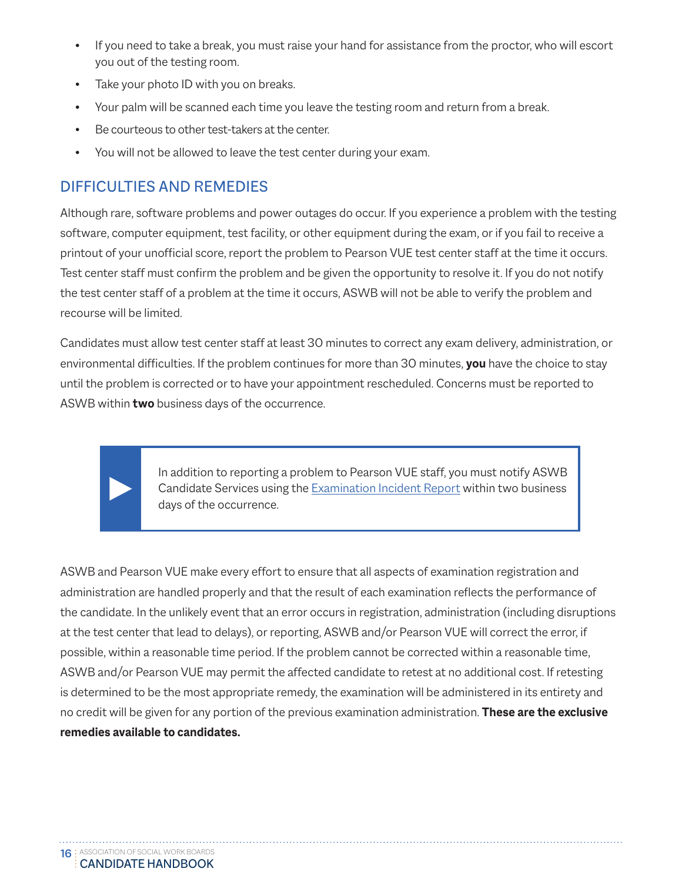- If you need to take a break, you must raise your hand for assistance from the proctor, who will escort you out of the testing room.
- Take your photo ID with you on breaks.
- Your palm will be scanned each time you leave the testing room and return from a break.
- Be courteous to other test-takers at the center.
- You will not be allowed to leave the test center during your exam.

## DIFFICULTIES AND REMEDIES

Although rare, software problems and power outages do occur. If you experience a problem with the testing software, computer equipment, test facility, or other equipment during the exam, or if you fail to receive a printout of your unofficial score, report the problem to Pearson VUE test center staff at the time it occurs. Test center staff must confirm the problem and be given the opportunity to resolve it. If you do not notify the test center staff of a problem at the time it occurs, ASWB will not be able to verify the problem and recourse will be limited.

Candidates must allow test center staff at least 30 minutes to correct any exam delivery, administration, or environmental difficulties. If the problem continues for more than 30 minutes, **you** have the choice to stay until the problem is corrected or to have your appointment rescheduled. Concerns must be reported to ASWB within **two** business days of the occurrence.

> In addition to reporting a problem to Pearson VUE staff, you must notify ASWB Candidate Services using the Examination Incident Report within two business days of the occurrence.

ASWB and Pearson VUE make every effort to ensure that all aspects of examination registration and administration are handled properly and that the result of each examination reflects the performance of the candidate. In the unlikely event that an error occurs in registration, administration (including disruptions at the test center that lead to delays), or reporting, ASWB and/or Pearson VUE will correct the error, if possible, within a reasonable time period. If the problem cannot be corrected within a reasonable time, ASWB and/or Pearson VUE may permit the affected candidate to retest at no additional cost. If retesting is determined to be the most appropriate remedy, the examination will be administered in its entirety and no credit will be given for any portion of the previous examination administration. **These are the exclusive remedies available to candidates.**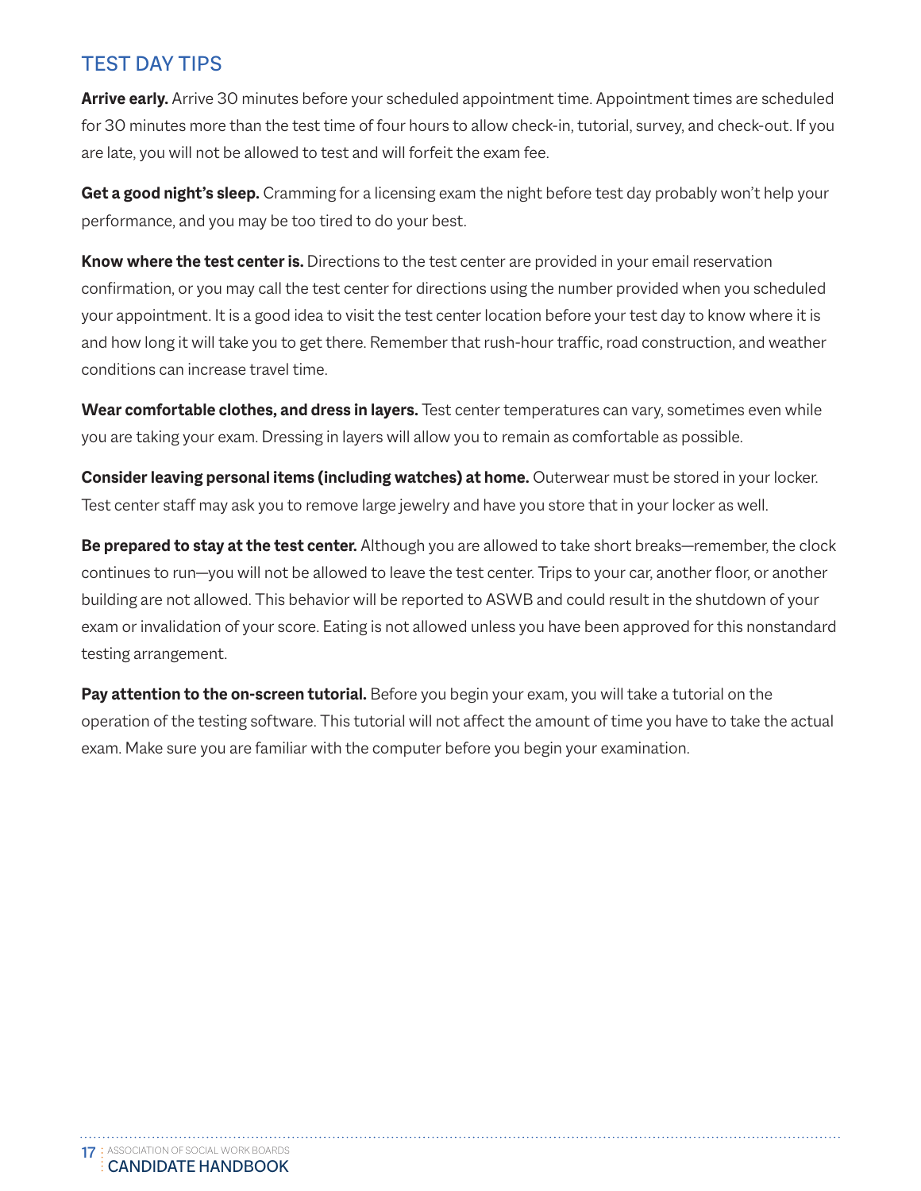## TEST DAY TIPS

**Arrive early.** Arrive 30 minutes before your scheduled appointment time. Appointment times are scheduled for 30 minutes more than the test time of four hours to allow check-in, tutorial, survey, and check-out. If you are late, you will not be allowed to test and will forfeit the exam fee.

**Get a good night's sleep.** Cramming for a licensing exam the night before test day probably won't help your performance, and you may be too tired to do your best.

**Know where the test center is.** Directions to the test center are provided in your email reservation confirmation, or you may call the test center for directions using the number provided when you scheduled your appointment. It is a good idea to visit the test center location before your test day to know where it is and how long it will take you to get there. Remember that rush-hour traffic, road construction, and weather conditions can increase travel time.

**Wear comfortable clothes, and dress in layers.** Test center temperatures can vary, sometimes even while you are taking your exam. Dressing in layers will allow you to remain as comfortable as possible.

**Consider leaving personal items (including watches) at home.** Outerwear must be stored in your locker. Test center staff may ask you to remove large jewelry and have you store that in your locker as well.

**Be prepared to stay at the test center.** Although you are allowed to take short breaks—remember, the clock continues to run—you will not be allowed to leave the test center. Trips to your car, another floor, or another building are not allowed. This behavior will be reported to ASWB and could result in the shutdown of your exam or invalidation of your score. Eating is not allowed unless you have been approved for this nonstandard testing arrangement.

**Pay attention to the on-screen tutorial.** Before you begin your exam, you will take a tutorial on the operation of the testing software. This tutorial will not affect the amount of time you have to take the actual exam. Make sure you are familiar with the computer before you begin your examination.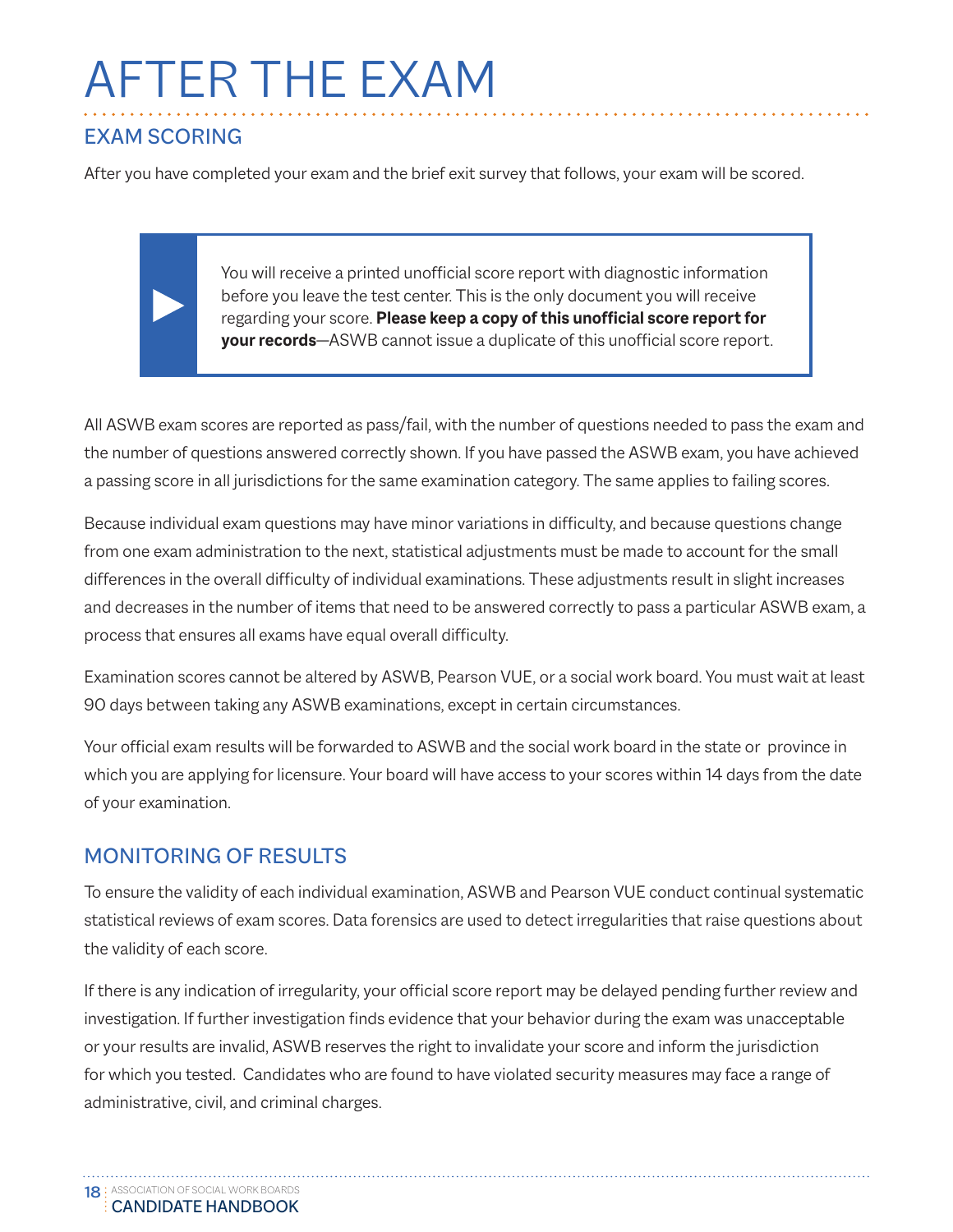# AFTER THE EXAM

## EXAM SCORING

After you have completed your exam and the brief exit survey that follows, your exam will be scored.

> You will receive a printed unofficial score report with diagnostic information before you leave the test center. This is the only document you will receive regarding your score. **Please keep a copy of this unofficial score report for your records**—ASWB cannot issue a duplicate of this unofficial score report.

All ASWB exam scores are reported as pass/fail, with the number of questions needed to pass the exam and the number of questions answered correctly shown. If you have passed the ASWB exam, you have achieved a passing score in all jurisdictions for the same examination category. The same applies to failing scores.

Because individual exam questions may have minor variations in difficulty, and because questions change from one exam administration to the next, statistical adjustments must be made to account for the small differences in the overall difficulty of individual examinations. These adjustments result in slight increases and decreases in the number of items that need to be answered correctly to pass a particular ASWB exam, a process that ensures all exams have equal overall difficulty.

Examination scores cannot be altered by ASWB, Pearson VUE, or a social work board. You must wait at least 90 days between taking any ASWB examinations, except in certain circumstances.

Your official exam results will be forwarded to ASWB and the social work board in the state or province in which you are applying for licensure. Your board will have access to your scores within 14 days from the date of your examination.

## MONITORING OF RESULTS

To ensure the validity of each individual examination, ASWB and Pearson VUE conduct continual systematic statistical reviews of exam scores. Data forensics are used to detect irregularities that raise questions about the validity of each score.

If there is any indication of irregularity, your official score report may be delayed pending further review and investigation. If further investigation finds evidence that your behavior during the exam was unacceptable or your results are invalid, ASWB reserves the right to invalidate your score and inform the jurisdiction for which you tested. Candidates who are found to have violated security measures may face a range of administrative, civil, and criminal charges.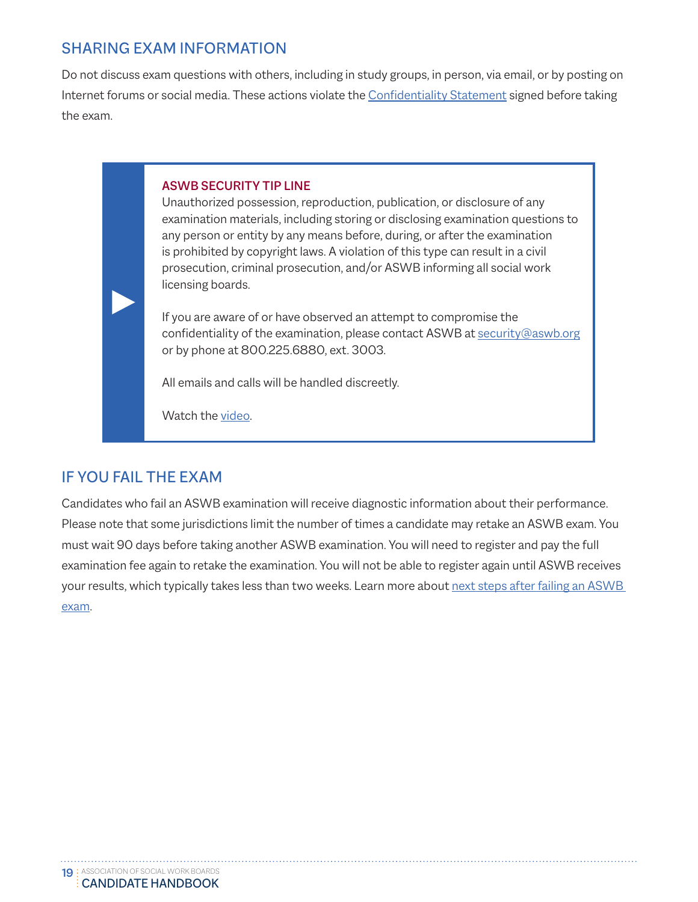## SHARING EXAM INFORMATION

Do not discuss exam questions with others, including in study groups, in person, via email, or by posting on Internet forums or social media. These actions violate the Confidentiality Statement signed before taking the exam.

> **ASWB SECURITY TIP LINE**
>
> Unauthorized possession, reproduction, publication, or disclosure of any examination materials, including storing or disclosing examination questions to any person or entity by any means before, during, or after the examination is prohibited by copyright laws. A violation of this type can result in a civil prosecution, criminal prosecution, and/or ASWB informing all social work licensing boards.
>
> If you are aware of or have observed an attempt to compromise the confidentiality of the examination, please contact ASWB at security@aswb.org or by phone at 800.225.6880, ext. 3003.
>
> All emails and calls will be handled discreetly.
>
> Watch the video.

## IF YOU FAIL THE EXAM

Candidates who fail an ASWB examination will receive diagnostic information about their performance. Please note that some jurisdictions limit the number of times a candidate may retake an ASWB exam. You must wait 90 days before taking another ASWB examination. You will need to register and pay the full examination fee again to retake the examination. You will not be able to register again until ASWB receives your results, which typically takes less than two weeks. Learn more about next steps after failing an ASWB exam.